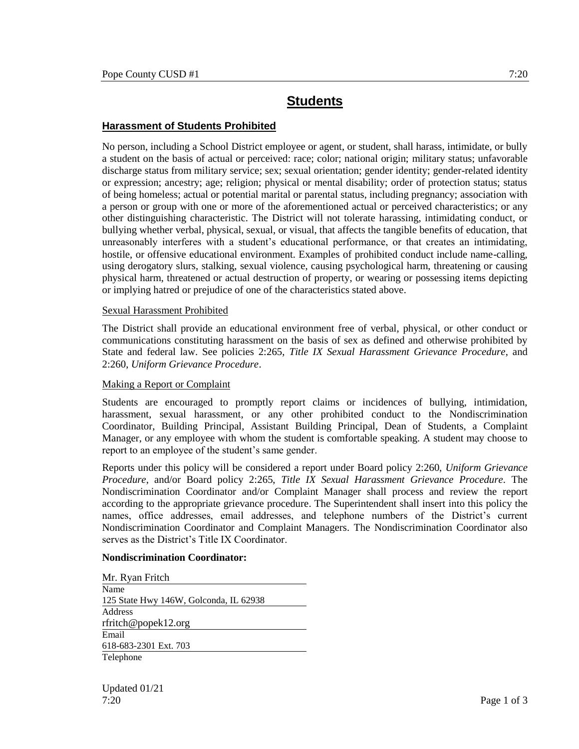# Students

## Harassment of Students Prohibited

No person, including a School District employee or agent, or student, shall harass, intimidate, or bully a student on the basis of actual or perceived: race; color; national origin; military status; unfavorable discharge status from military service; sex; sexual orientation; gender identity; gender-related identity or expression; ancestry; age; religion; physical or mental disability; order of protection status; status of being homeless; actual or potential marital or parental status, including pregnancy; association with a person or group with one or more of the aforementioned actual or perceived characteristics; or any other distinguishing characteristic. The District will not tolerate harassing, intimidating conduct, or bullying whether verbal, physical, sexual, or visual, that affects the tangible benefits of education, that unreasonably interferes with a student's educational performance, or that creates an intimidating, hostile, or offensive educational environment. Examples of prohibited conduct include name-calling, using derogatory slurs, stalking, sexual violence, causing psychological harm, threatening or causing physical harm, threatened or actual destruction of property, or wearing or possessing items depicting or implying hatred or prejudice of one of the characteristics stated above.

### Sexual Harassment Prohibited

The District shall provide an educational environment free of verbal, physical, or other conduct or communications constituting harassment on the basis of sex as defined and otherwise prohibited by State and federal law. See policies 2:265, *Title IX Sexual Harassment Grievance Procedure*, and 2:260, *Uniform Grievance Procedure*.

### Making a Report or Complaint

Students are encouraged to promptly report claims or incidences of bullying, intimidation, harassment, sexual harassment, or any other prohibited conduct to the Nondiscrimination Coordinator, Building Principal, Assistant Building Principal, Dean of Students, a Complaint Manager, or any employee with whom the student is comfortable speaking. A student may choose to report to an employee of the student's same gender.

Reports under this policy will be considered a report under Board policy 2:260, *Uniform Grievance Procedure*, and/or Board policy 2:265, *Title IX Sexual Harassment Grievance Procedure*. The Nondiscrimination Coordinator and/or Complaint Manager shall process and review the report according to the appropriate grievance procedure. The Superintendent shall insert into this policy the names, office addresses, email addresses, and telephone numbers of the District's current Nondiscrimination Coordinator and Complaint Managers. The Nondiscrimination Coordinator also serves as the District's Title IX Coordinator.

**Nondiscrimination Coordinator:**

Mr. Ryan Fritch
Name

125 State Hwy 146W, Golconda, IL 62938
Address

rfritch@popek12.org
Email

618-683-2301 Ext. 703
Telephone

Updated 01/21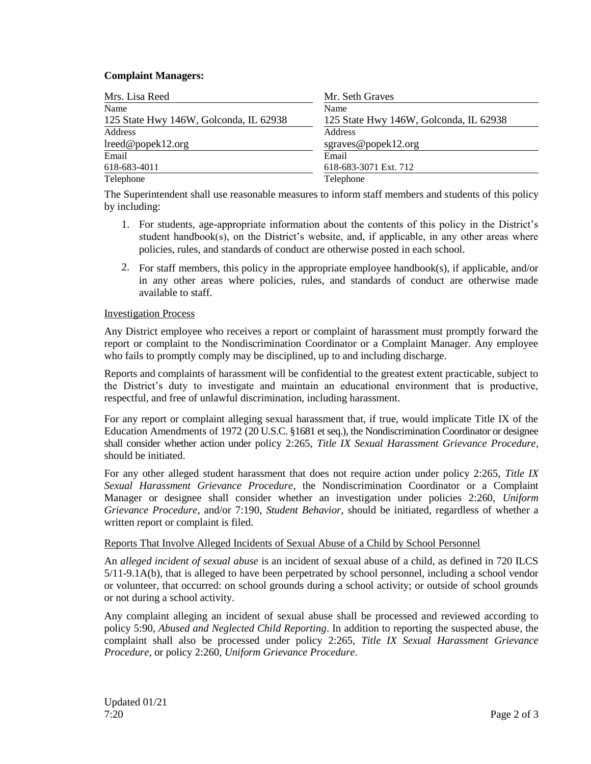**Complaint Managers:**

| Mrs. Lisa Reed | Mr. Seth Graves |
|---|---|
| Name | Name |
| 125 State Hwy 146W, Golconda, IL 62938 | 125 State Hwy 146W, Golconda, IL 62938 |
| Address | Address |
| lreed@popek12.org | sgraves@popek12.org |
| Email | Email |
| 618-683-4011 | 618-683-3071 Ext. 712 |
| Telephone | Telephone |

The Superintendent shall use reasonable measures to inform staff members and students of this policy by including:

1. For students, age-appropriate information about the contents of this policy in the District's student handbook(s), on the District's website, and, if applicable, in any other areas where policies, rules, and standards of conduct are otherwise posted in each school.
2. For staff members, this policy in the appropriate employee handbook(s), if applicable, and/or in any other areas where policies, rules, and standards of conduct are otherwise made available to staff.

Investigation Process

Any District employee who receives a report or complaint of harassment must promptly forward the report or complaint to the Nondiscrimination Coordinator or a Complaint Manager. Any employee who fails to promptly comply may be disciplined, up to and including discharge.

Reports and complaints of harassment will be confidential to the greatest extent practicable, subject to the District's duty to investigate and maintain an educational environment that is productive, respectful, and free of unlawful discrimination, including harassment.

For any report or complaint alleging sexual harassment that, if true, would implicate Title IX of the Education Amendments of 1972 (20 U.S.C. §1681 et seq.), the Nondiscrimination Coordinator or designee shall consider whether action under policy 2:265, *Title IX Sexual Harassment Grievance Procedure*, should be initiated.

For any other alleged student harassment that does not require action under policy 2:265, *Title IX Sexual Harassment Grievance Procedure*, the Nondiscrimination Coordinator or a Complaint Manager or designee shall consider whether an investigation under policies 2:260, *Uniform Grievance Procedure*, and/or 7:190, *Student Behavior*, should be initiated, regardless of whether a written report or complaint is filed.

Reports That Involve Alleged Incidents of Sexual Abuse of a Child by School Personnel

An *alleged incident of sexual abuse* is an incident of sexual abuse of a child, as defined in 720 ILCS 5/11-9.1A(b), that is alleged to have been perpetrated by school personnel, including a school vendor or volunteer, that occurred: on school grounds during a school activity; or outside of school grounds or not during a school activity.

Any complaint alleging an incident of sexual abuse shall be processed and reviewed according to policy 5:90, *Abused and Neglected Child Reporting*. In addition to reporting the suspected abuse, the complaint shall also be processed under policy 2:265, *Title IX Sexual Harassment Grievance Procedure*, or policy 2:260, *Uniform Grievance Procedure*.

Updated 01/21
7:20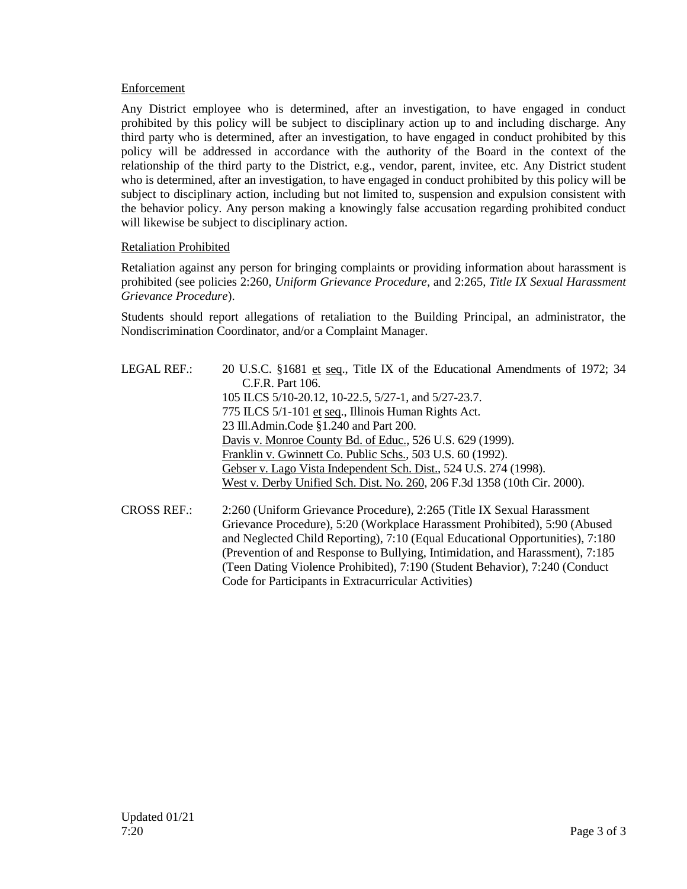## Enforcement

Any District employee who is determined, after an investigation, to have engaged in conduct prohibited by this policy will be subject to disciplinary action up to and including discharge. Any third party who is determined, after an investigation, to have engaged in conduct prohibited by this policy will be addressed in accordance with the authority of the Board in the context of the relationship of the third party to the District, e.g., vendor, parent, invitee, etc. Any District student who is determined, after an investigation, to have engaged in conduct prohibited by this policy will be subject to disciplinary action, including but not limited to, suspension and expulsion consistent with the behavior policy. Any person making a knowingly false accusation regarding prohibited conduct will likewise be subject to disciplinary action.

## Retaliation Prohibited

Retaliation against any person for bringing complaints or providing information about harassment is prohibited (see policies 2:260, *Uniform Grievance Procedure*, and 2:265, *Title IX Sexual Harassment Grievance Procedure*).

Students should report allegations of retaliation to the Building Principal, an administrator, the Nondiscrimination Coordinator, and/or a Complaint Manager.

LEGAL REF.: 20 U.S.C. §1681 et seq., Title IX of the Educational Amendments of 1972; 34 C.F.R. Part 106.
105 ILCS 5/10-20.12, 10-22.5, 5/27-1, and 5/27-23.7.
775 ILCS 5/1-101 et seq., Illinois Human Rights Act.
23 Ill.Admin.Code §1.240 and Part 200.
Davis v. Monroe County Bd. of Educ., 526 U.S. 629 (1999).
Franklin v. Gwinnett Co. Public Schs., 503 U.S. 60 (1992).
Gebser v. Lago Vista Independent Sch. Dist., 524 U.S. 274 (1998).
West v. Derby Unified Sch. Dist. No. 260, 206 F.3d 1358 (10th Cir. 2000).

CROSS REF.: 2:260 (Uniform Grievance Procedure), 2:265 (Title IX Sexual Harassment Grievance Procedure), 5:20 (Workplace Harassment Prohibited), 5:90 (Abused and Neglected Child Reporting), 7:10 (Equal Educational Opportunities), 7:180 (Prevention of and Response to Bullying, Intimidation, and Harassment), 7:185 (Teen Dating Violence Prohibited), 7:190 (Student Behavior), 7:240 (Conduct Code for Participants in Extracurricular Activities)

Updated 01/21